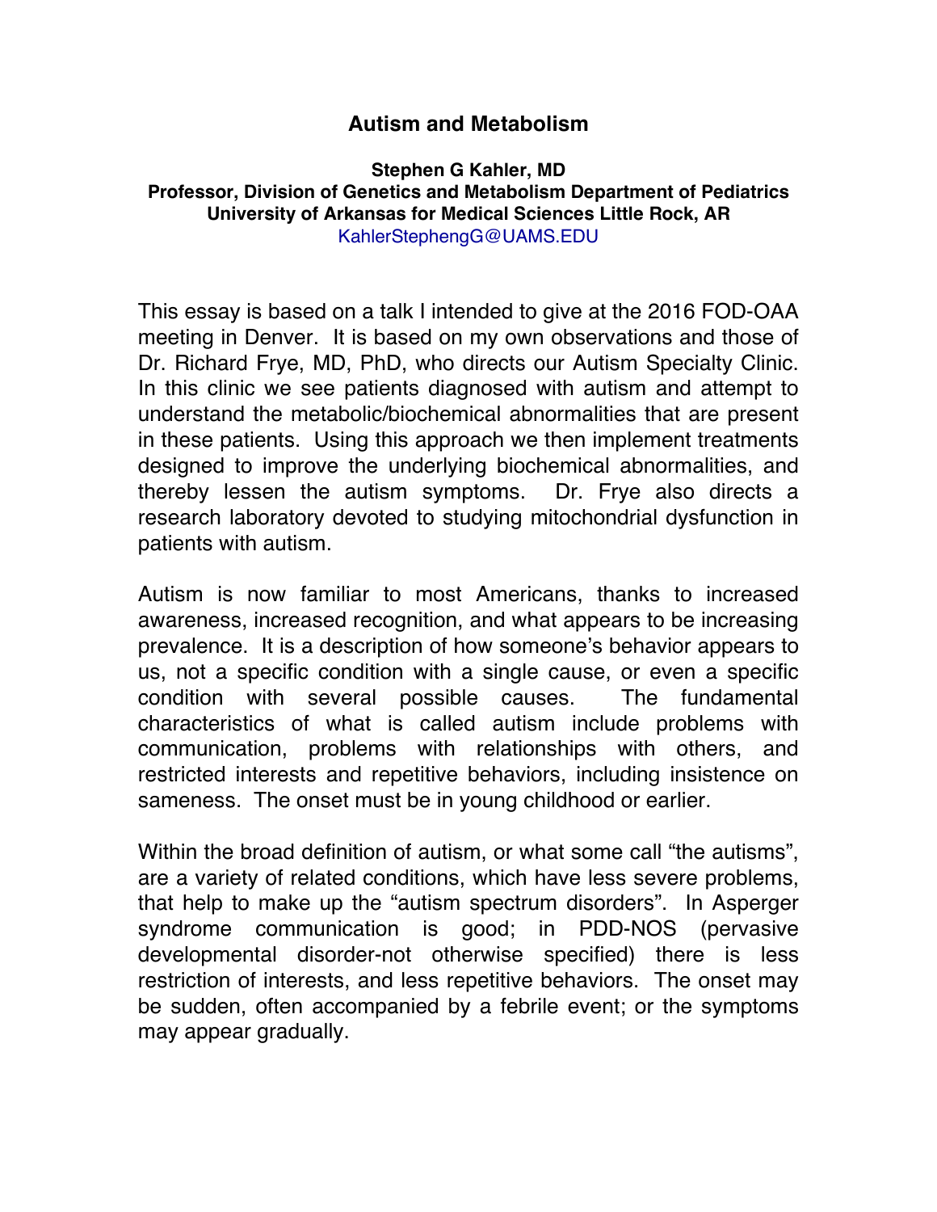# Autism and Metabolism

**Stephen G Kahler, MD**
**Professor, Division of Genetics and Metabolism Department of Pediatrics**
**University of Arkansas for Medical Sciences Little Rock, AR**
KahlerStephengG@UAMS.EDU

This essay is based on a talk I intended to give at the 2016 FOD-OAA meeting in Denver. It is based on my own observations and those of Dr. Richard Frye, MD, PhD, who directs our Autism Specialty Clinic. In this clinic we see patients diagnosed with autism and attempt to understand the metabolic/biochemical abnormalities that are present in these patients. Using this approach we then implement treatments designed to improve the underlying biochemical abnormalities, and thereby lessen the autism symptoms. Dr. Frye also directs a research laboratory devoted to studying mitochondrial dysfunction in patients with autism.

Autism is now familiar to most Americans, thanks to increased awareness, increased recognition, and what appears to be increasing prevalence. It is a description of how someone's behavior appears to us, not a specific condition with a single cause, or even a specific condition with several possible causes. The fundamental characteristics of what is called autism include problems with communication, problems with relationships with others, and restricted interests and repetitive behaviors, including insistence on sameness. The onset must be in young childhood or earlier.

Within the broad definition of autism, or what some call "the autisms", are a variety of related conditions, which have less severe problems, that help to make up the "autism spectrum disorders". In Asperger syndrome communication is good; in PDD-NOS (pervasive developmental disorder-not otherwise specified) there is less restriction of interests, and less repetitive behaviors. The onset may be sudden, often accompanied by a febrile event; or the symptoms may appear gradually.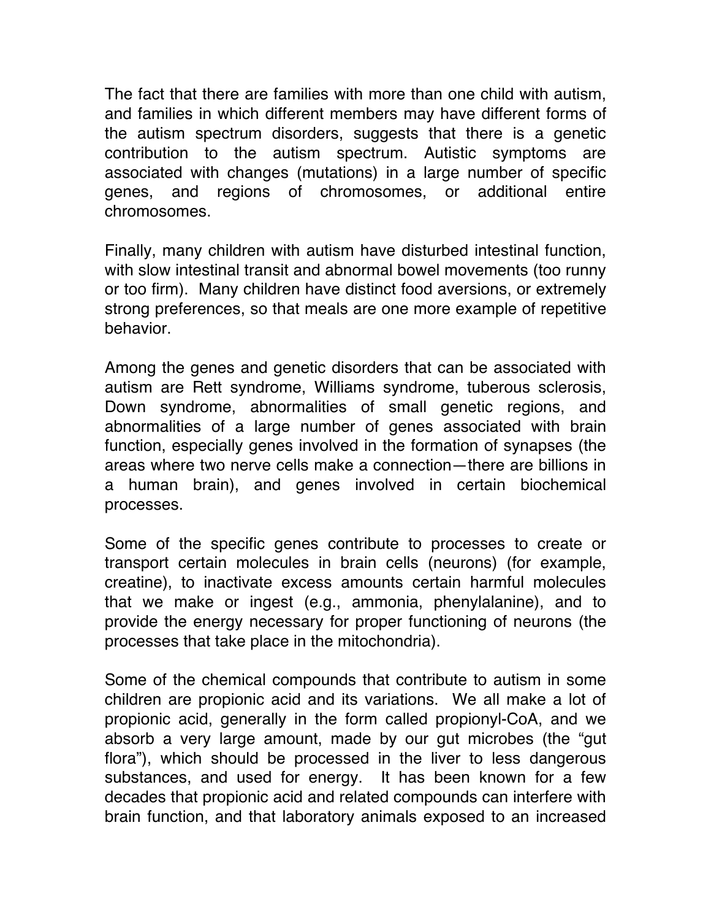The fact that there are families with more than one child with autism, and families in which different members may have different forms of the autism spectrum disorders, suggests that there is a genetic contribution to the autism spectrum. Autistic symptoms are associated with changes (mutations) in a large number of specific genes, and regions of chromosomes, or additional entire chromosomes.

Finally, many children with autism have disturbed intestinal function, with slow intestinal transit and abnormal bowel movements (too runny or too firm). Many children have distinct food aversions, or extremely strong preferences, so that meals are one more example of repetitive behavior.

Among the genes and genetic disorders that can be associated with autism are Rett syndrome, Williams syndrome, tuberous sclerosis, Down syndrome, abnormalities of small genetic regions, and abnormalities of a large number of genes associated with brain function, especially genes involved in the formation of synapses (the areas where two nerve cells make a connection—there are billions in a human brain), and genes involved in certain biochemical processes.

Some of the specific genes contribute to processes to create or transport certain molecules in brain cells (neurons) (for example, creatine), to inactivate excess amounts certain harmful molecules that we make or ingest (e.g., ammonia, phenylalanine), and to provide the energy necessary for proper functioning of neurons (the processes that take place in the mitochondria).

Some of the chemical compounds that contribute to autism in some children are propionic acid and its variations. We all make a lot of propionic acid, generally in the form called propionyl-CoA, and we absorb a very large amount, made by our gut microbes (the "gut flora"), which should be processed in the liver to less dangerous substances, and used for energy. It has been known for a few decades that propionic acid and related compounds can interfere with brain function, and that laboratory animals exposed to an increased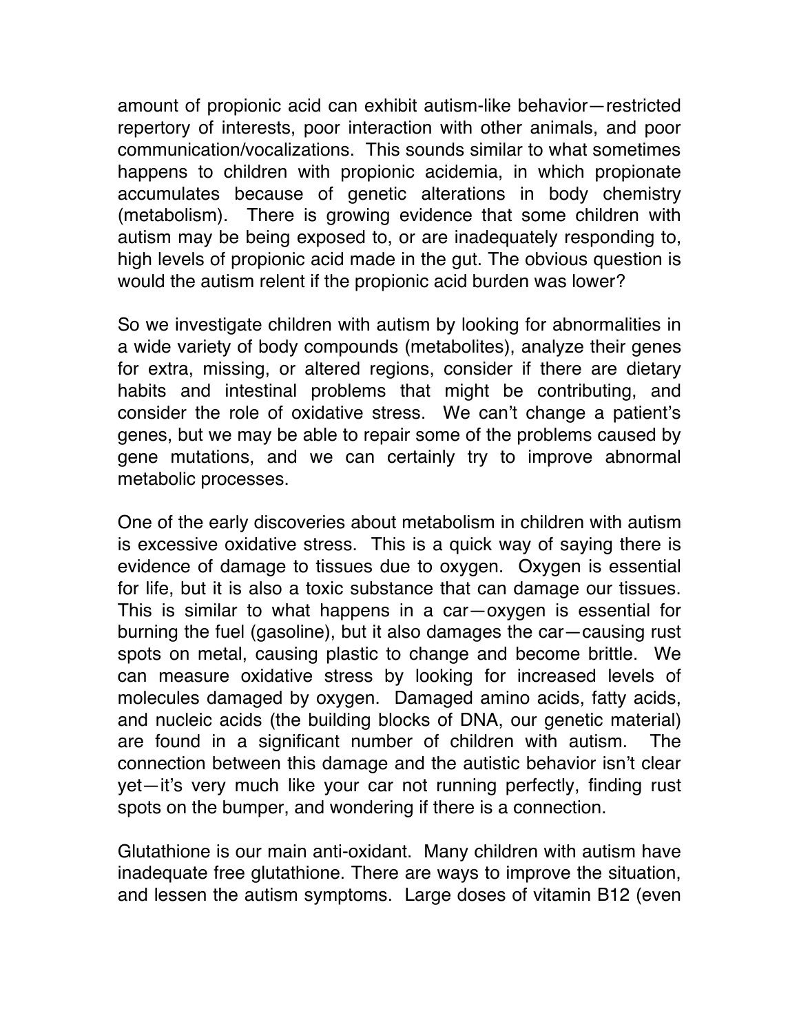amount of propionic acid can exhibit autism-like behavior—restricted repertory of interests, poor interaction with other animals, and poor communication/vocalizations. This sounds similar to what sometimes happens to children with propionic acidemia, in which propionate accumulates because of genetic alterations in body chemistry (metabolism). There is growing evidence that some children with autism may be being exposed to, or are inadequately responding to, high levels of propionic acid made in the gut. The obvious question is would the autism relent if the propionic acid burden was lower?

So we investigate children with autism by looking for abnormalities in a wide variety of body compounds (metabolites), analyze their genes for extra, missing, or altered regions, consider if there are dietary habits and intestinal problems that might be contributing, and consider the role of oxidative stress. We can't change a patient's genes, but we may be able to repair some of the problems caused by gene mutations, and we can certainly try to improve abnormal metabolic processes.

One of the early discoveries about metabolism in children with autism is excessive oxidative stress. This is a quick way of saying there is evidence of damage to tissues due to oxygen. Oxygen is essential for life, but it is also a toxic substance that can damage our tissues. This is similar to what happens in a car—oxygen is essential for burning the fuel (gasoline), but it also damages the car—causing rust spots on metal, causing plastic to change and become brittle. We can measure oxidative stress by looking for increased levels of molecules damaged by oxygen. Damaged amino acids, fatty acids, and nucleic acids (the building blocks of DNA, our genetic material) are found in a significant number of children with autism. The connection between this damage and the autistic behavior isn't clear yet—it's very much like your car not running perfectly, finding rust spots on the bumper, and wondering if there is a connection.

Glutathione is our main anti-oxidant. Many children with autism have inadequate free glutathione. There are ways to improve the situation, and lessen the autism symptoms. Large doses of vitamin B12 (even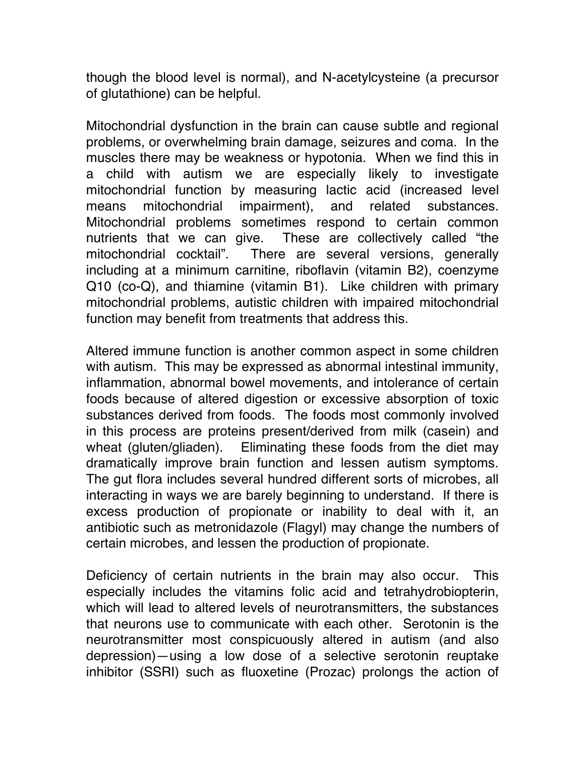though the blood level is normal), and N-acetylcysteine (a precursor of glutathione) can be helpful.

Mitochondrial dysfunction in the brain can cause subtle and regional problems, or overwhelming brain damage, seizures and coma. In the muscles there may be weakness or hypotonia. When we find this in a child with autism we are especially likely to investigate mitochondrial function by measuring lactic acid (increased level means mitochondrial impairment), and related substances. Mitochondrial problems sometimes respond to certain common nutrients that we can give. These are collectively called "the mitochondrial cocktail". There are several versions, generally including at a minimum carnitine, riboflavin (vitamin B2), coenzyme Q10 (co-Q), and thiamine (vitamin B1). Like children with primary mitochondrial problems, autistic children with impaired mitochondrial function may benefit from treatments that address this.

Altered immune function is another common aspect in some children with autism. This may be expressed as abnormal intestinal immunity, inflammation, abnormal bowel movements, and intolerance of certain foods because of altered digestion or excessive absorption of toxic substances derived from foods. The foods most commonly involved in this process are proteins present/derived from milk (casein) and wheat (gluten/gliaden). Eliminating these foods from the diet may dramatically improve brain function and lessen autism symptoms. The gut flora includes several hundred different sorts of microbes, all interacting in ways we are barely beginning to understand. If there is excess production of propionate or inability to deal with it, an antibiotic such as metronidazole (Flagyl) may change the numbers of certain microbes, and lessen the production of propionate.

Deficiency of certain nutrients in the brain may also occur. This especially includes the vitamins folic acid and tetrahydrobiopterin, which will lead to altered levels of neurotransmitters, the substances that neurons use to communicate with each other. Serotonin is the neurotransmitter most conspicuously altered in autism (and also depression)—using a low dose of a selective serotonin reuptake inhibitor (SSRI) such as fluoxetine (Prozac) prolongs the action of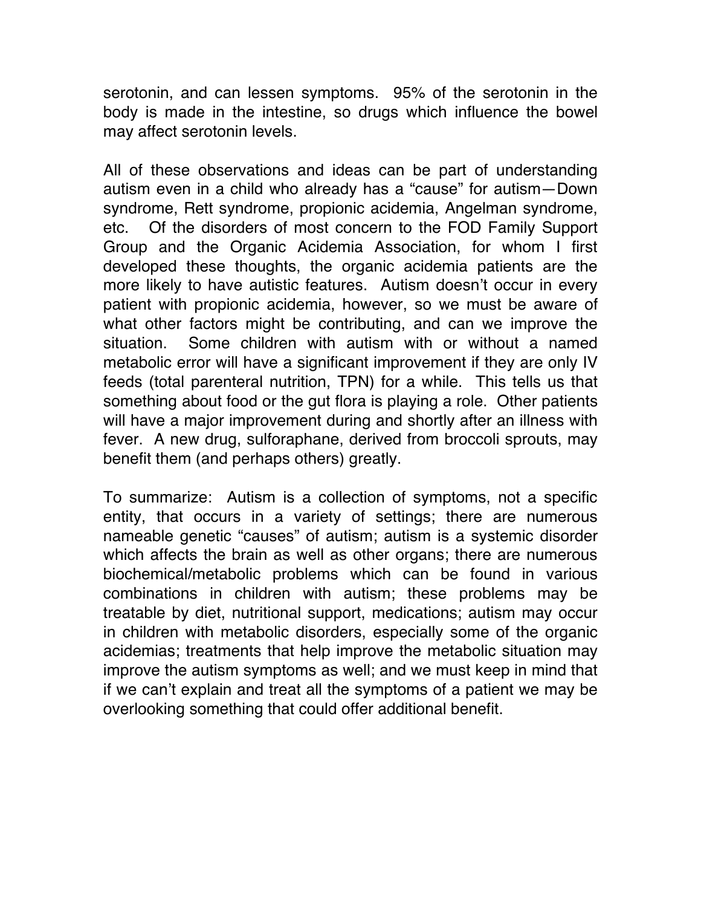serotonin, and can lessen symptoms. 95% of the serotonin in the body is made in the intestine, so drugs which influence the bowel may affect serotonin levels.

All of these observations and ideas can be part of understanding autism even in a child who already has a "cause" for autism—Down syndrome, Rett syndrome, propionic acidemia, Angelman syndrome, etc. Of the disorders of most concern to the FOD Family Support Group and the Organic Acidemia Association, for whom I first developed these thoughts, the organic acidemia patients are the more likely to have autistic features. Autism doesn't occur in every patient with propionic acidemia, however, so we must be aware of what other factors might be contributing, and can we improve the situation. Some children with autism with or without a named metabolic error will have a significant improvement if they are only IV feeds (total parenteral nutrition, TPN) for a while. This tells us that something about food or the gut flora is playing a role. Other patients will have a major improvement during and shortly after an illness with fever. A new drug, sulforaphane, derived from broccoli sprouts, may benefit them (and perhaps others) greatly.

To summarize: Autism is a collection of symptoms, not a specific entity, that occurs in a variety of settings; there are numerous nameable genetic "causes" of autism; autism is a systemic disorder which affects the brain as well as other organs; there are numerous biochemical/metabolic problems which can be found in various combinations in children with autism; these problems may be treatable by diet, nutritional support, medications; autism may occur in children with metabolic disorders, especially some of the organic acidemias; treatments that help improve the metabolic situation may improve the autism symptoms as well; and we must keep in mind that if we can't explain and treat all the symptoms of a patient we may be overlooking something that could offer additional benefit.